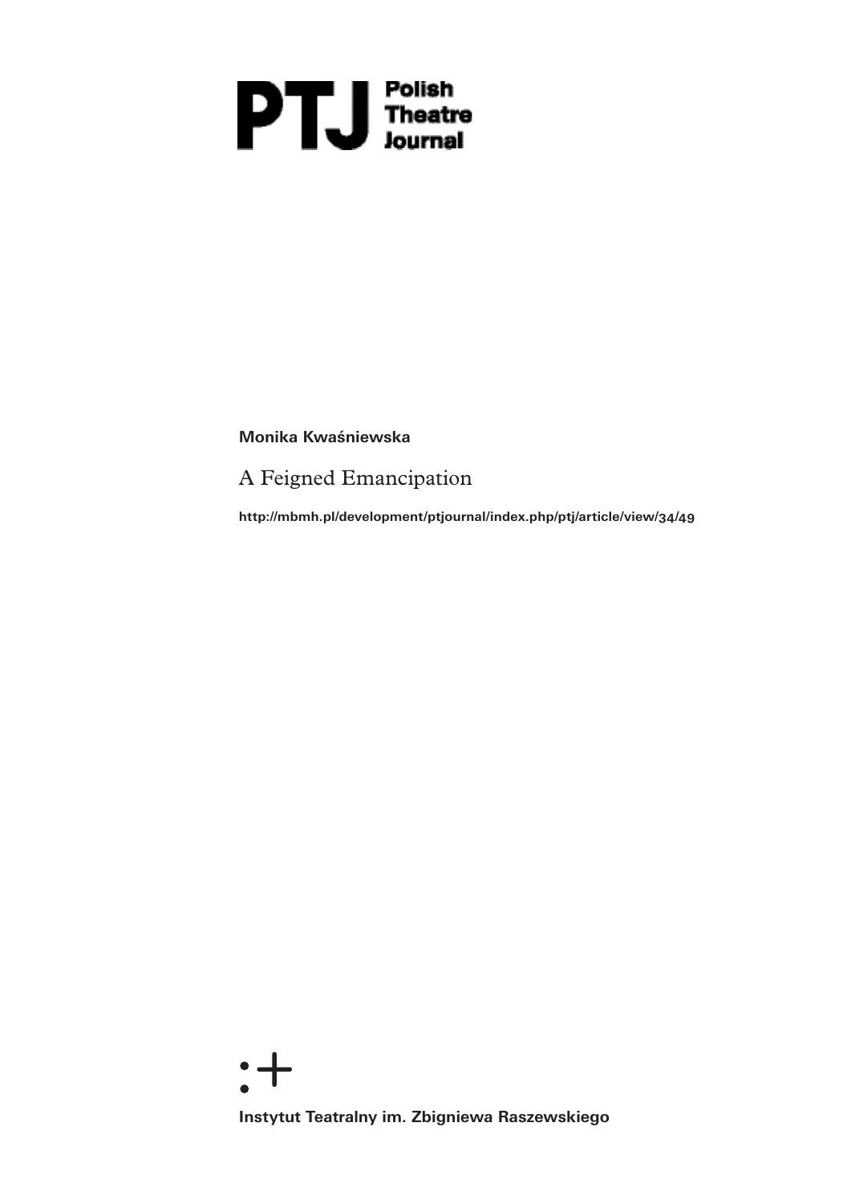PTJ Polish Theatre Journal

**Monika Kwaśniewska**

# A Feigned Emancipation

**http://mbmh.pl/development/ptjournal/index.php/ptj/article/view/34/49**

**Instytut Teatralny im. Zbigniewa Raszewskiego**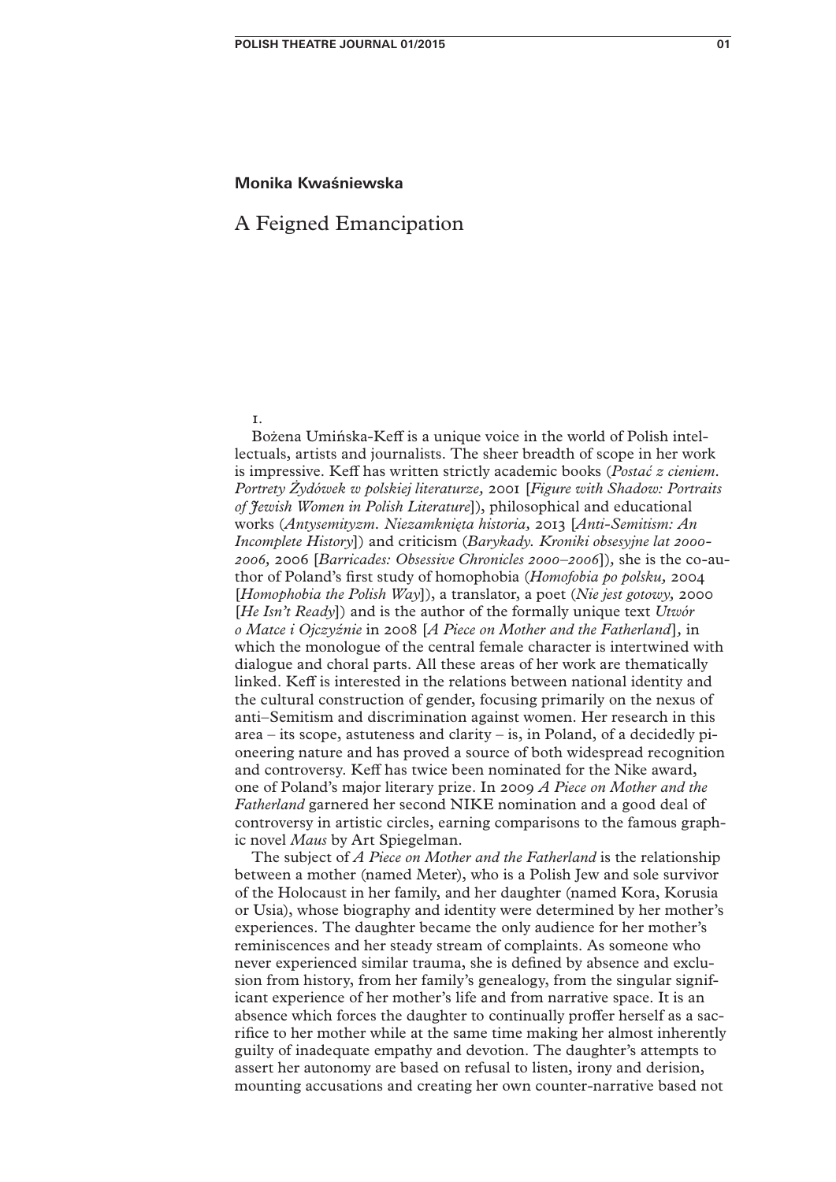**Monika Kwaśniewska**

# A Feigned Emancipation

1.

Bożena Umińska-Keff is a unique voice in the world of Polish intellectuals, artists and journalists. The sheer breadth of scope in her work is impressive. Keff has written strictly academic books (*Postać z cieniem. Portrety Żydówek w polskiej literaturze,* 2001 [*Figure with Shadow: Portraits of Jewish Women in Polish Literature*]), philosophical and educational works (*Antysemityzm. Niezamknięta historia,* 2013 [*Anti-Semitism: An Incomplete History*]) and criticism (*Barykady. Kroniki obsesyjne lat 2000-2006,* 2006 [*Barricades: Obsessive Chronicles 2000–2006*])*,* she is the co-author of Poland's first study of homophobia (*Homofobia po polsku,* 2004 [*Homophobia the Polish Way*]), a translator, a poet (*Nie jest gotowy,* 2000 [*He Isn't Ready*]) and is the author of the formally unique text *Utwór o Matce i Ojczyźnie* in 2008 [*A Piece on Mother and the Fatherland*]*,* in which the monologue of the central female character is intertwined with dialogue and choral parts. All these areas of her work are thematically linked. Keff is interested in the relations between national identity and the cultural construction of gender, focusing primarily on the nexus of anti–Semitism and discrimination against women. Her research in this area – its scope, astuteness and clarity – is, in Poland, of a decidedly pioneering nature and has proved a source of both widespread recognition and controversy. Keff has twice been nominated for the Nike award, one of Poland's major literary prize. In 2009 *A Piece on Mother and the Fatherland* garnered her second NIKE nomination and a good deal of controversy in artistic circles, earning comparisons to the famous graphic novel *Maus* by Art Spiegelman.

The subject of *A Piece on Mother and the Fatherland* is the relationship between a mother (named Meter), who is a Polish Jew and sole survivor of the Holocaust in her family, and her daughter (named Kora, Korusia or Usia), whose biography and identity were determined by her mother's experiences. The daughter became the only audience for her mother's reminiscences and her steady stream of complaints. As someone who never experienced similar trauma, she is defined by absence and exclusion from history, from her family's genealogy, from the singular significant experience of her mother's life and from narrative space. It is an absence which forces the daughter to continually proffer herself as a sacrifice to her mother while at the same time making her almost inherently guilty of inadequate empathy and devotion. The daughter's attempts to assert her autonomy are based on refusal to listen, irony and derision, mounting accusations and creating her own counter-narrative based not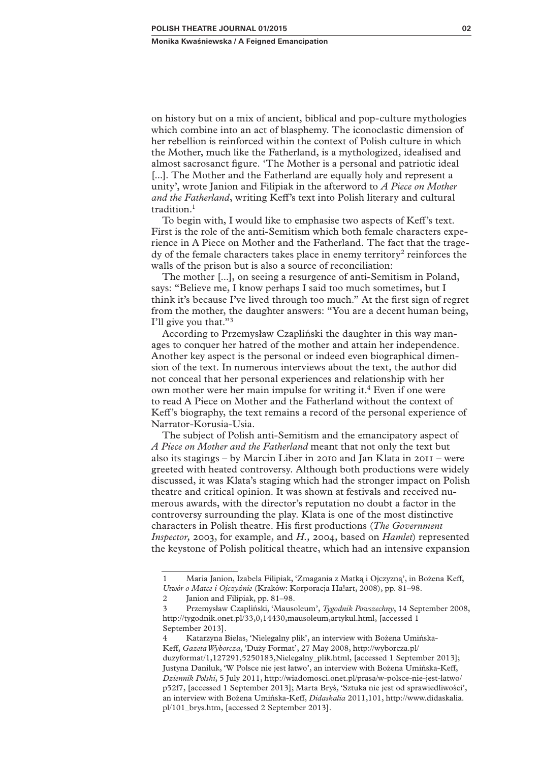on history but on a mix of ancient, biblical and pop-culture mythologies which combine into an act of blasphemy. The iconoclastic dimension of her rebellion is reinforced within the context of Polish culture in which the Mother, much like the Fatherland, is a mythologized, idealised and almost sacrosanct figure. 'The Mother is a personal and patriotic ideal [...]. The Mother and the Fatherland are equally holy and represent a unity', wrote Janion and Filipiak in the afterword to *A Piece on Mother and the Fatherland*, writing Keff's text into Polish literary and cultural tradition.[1]

To begin with, I would like to emphasise two aspects of Keff's text. First is the role of the anti-Semitism which both female characters experience in A Piece on Mother and the Fatherland. The fact that the tragedy of the female characters takes place in enemy territory[2] reinforces the walls of the prison but is also a source of reconciliation:

The mother [...], on seeing a resurgence of anti-Semitism in Poland, says: "Believe me, I know perhaps I said too much sometimes, but I think it's because I've lived through too much." At the first sign of regret from the mother, the daughter answers: "You are a decent human being, I'll give you that."[3]

According to Przemysław Czapliński the daughter in this way manages to conquer her hatred of the mother and attain her independence. Another key aspect is the personal or indeed even biographical dimension of the text. In numerous interviews about the text, the author did not conceal that her personal experiences and relationship with her own mother were her main impulse for writing it.[4] Even if one were to read A Piece on Mother and the Fatherland without the context of Keff's biography, the text remains a record of the personal experience of Narrator-Korusia-Usia.

The subject of Polish anti-Semitism and the emancipatory aspect of *A Piece on Mother and the Fatherland* meant that not only the text but also its stagings – by Marcin Liber in 2010 and Jan Klata in 2011 – were greeted with heated controversy. Although both productions were widely discussed, it was Klata's staging which had the stronger impact on Polish theatre and critical opinion. It was shown at festivals and received numerous awards, with the director's reputation no doubt a factor in the controversy surrounding the play. Klata is one of the most distinctive characters in Polish theatre. His first productions (*The Government Inspector,* 2003, for example, and *H.,* 2004, based on *Hamlet*) represented the keystone of Polish political theatre, which had an intensive expansion

---

1 Maria Janion, Izabela Filipiak, 'Zmagania z Matką i Ojczyzną', in Bożena Keff, *Utwór o Matce i Ojczyźnie* (Kraków: Korporacja Ha!art, 2008), pp. 81–98.

2 Janion and Filipiak, pp. 81–98.

3 Przemysław Czapliński, 'Mausoleum', *Tygodnik Powszechny*, 14 September 2008, http://tygodnik.onet.pl/33,0,14430,mausoleum,artykul.html, [accessed 1 September 2013].

4 Katarzyna Bielas, 'Nielegalny plik', an interview with Bożena Umińska-Keff, *Gazeta Wyborcza*, 'Duży Format', 27 May 2008, http://wyborcza.pl/duzyformat/1,127291,5250183,Nielegalny_plik.html, [accessed 1 September 2013]; Justyna Daniluk, 'W Polsce nie jest łatwo', an interview with Bożena Umińska-Keff, *Dziennik Polski*, 5 July 2011, http://wiadomosci.onet.pl/prasa/w-polsce-nie-jest-latwo/p52f7, [accessed 1 September 2013]; Marta Bryś, 'Sztuka nie jest od sprawiedliwości', an interview with Bożena Umińska-Keff, *Didaskalia* 2011,101, http://www.didaskalia.pl/101_brys.htm, [accessed 2 September 2013].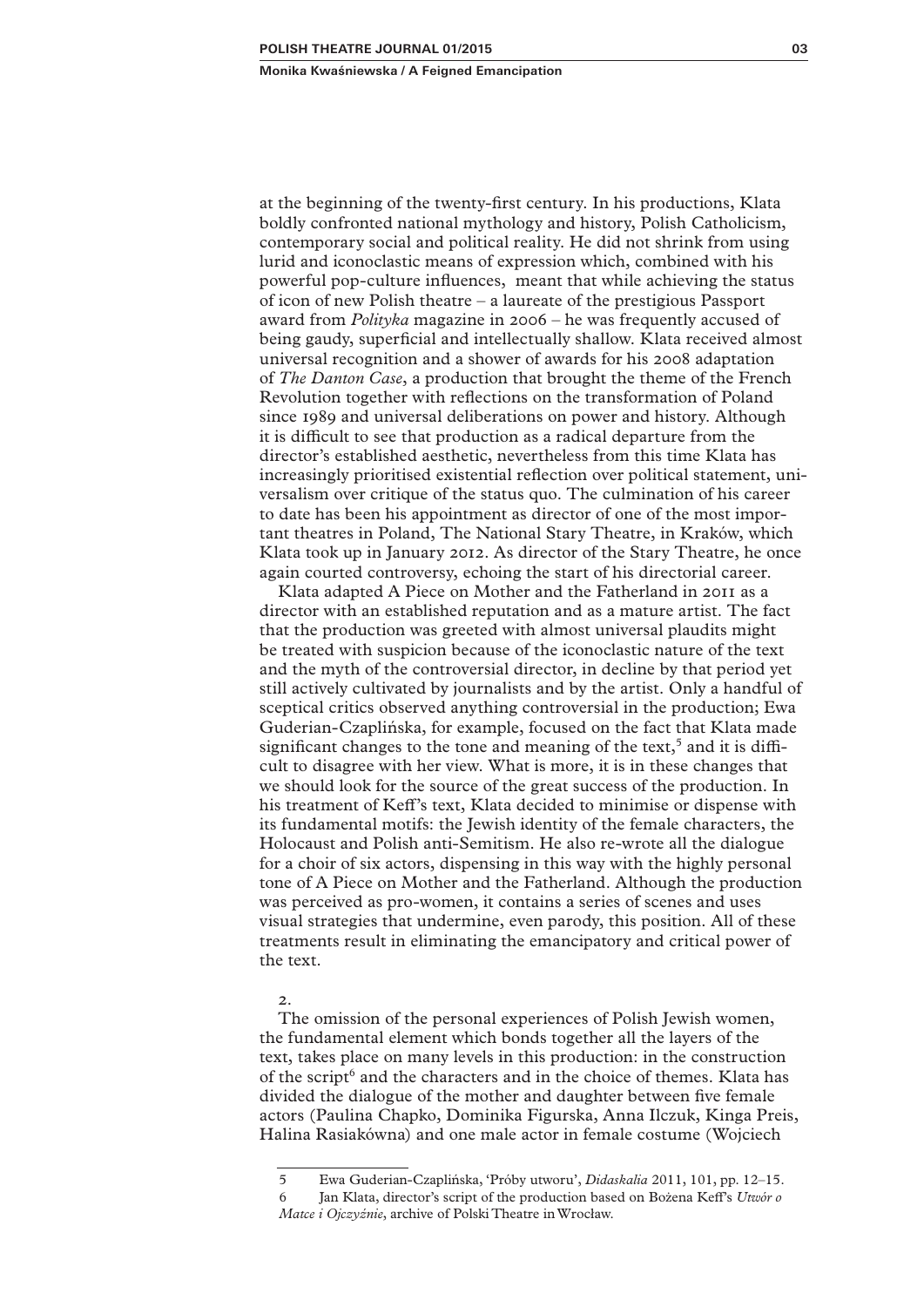at the beginning of the twenty-first century. In his productions, Klata boldly confronted national mythology and history, Polish Catholicism, contemporary social and political reality. He did not shrink from using lurid and iconoclastic means of expression which, combined with his powerful pop-culture influences, meant that while achieving the status of icon of new Polish theatre – a laureate of the prestigious Passport award from *Polityka* magazine in 2006 – he was frequently accused of being gaudy, superficial and intellectually shallow. Klata received almost universal recognition and a shower of awards for his 2008 adaptation of *The Danton Case*, a production that brought the theme of the French Revolution together with reflections on the transformation of Poland since 1989 and universal deliberations on power and history. Although it is difficult to see that production as a radical departure from the director's established aesthetic, nevertheless from this time Klata has increasingly prioritised existential reflection over political statement, universalism over critique of the status quo. The culmination of his career to date has been his appointment as director of one of the most important theatres in Poland, The National Stary Theatre, in Kraków, which Klata took up in January 2012. As director of the Stary Theatre, he once again courted controversy, echoing the start of his directorial career.

Klata adapted A Piece on Mother and the Fatherland in 2011 as a director with an established reputation and as a mature artist. The fact that the production was greeted with almost universal plaudits might be treated with suspicion because of the iconoclastic nature of the text and the myth of the controversial director, in decline by that period yet still actively cultivated by journalists and by the artist. Only a handful of sceptical critics observed anything controversial in the production; Ewa Guderian-Czaplińska, for example, focused on the fact that Klata made significant changes to the tone and meaning of the text,[5] and it is difficult to disagree with her view. What is more, it is in these changes that we should look for the source of the great success of the production. In his treatment of Keff's text, Klata decided to minimise or dispense with its fundamental motifs: the Jewish identity of the female characters, the Holocaust and Polish anti-Semitism. He also re-wrote all the dialogue for a choir of six actors, dispensing in this way with the highly personal tone of A Piece on Mother and the Fatherland. Although the production was perceived as pro-women, it contains a series of scenes and uses visual strategies that undermine, even parody, this position. All of these treatments result in eliminating the emancipatory and critical power of the text.

2.

The omission of the personal experiences of Polish Jewish women, the fundamental element which bonds together all the layers of the text, takes place on many levels in this production: in the construction of the script[6] and the characters and in the choice of themes. Klata has divided the dialogue of the mother and daughter between five female actors (Paulina Chapko, Dominika Figurska, Anna Ilczuk, Kinga Preis, Halina Rasiakówna) and one male actor in female costume (Wojciech

---

5 Ewa Guderian-Czaplińska, 'Próby utworu', *Didaskalia* 2011, 101, pp. 12–15.

6 Jan Klata, director's script of the production based on Bożena Keff's *Utwór o Matce i Ojczyźnie*, archive of Polski Theatre in Wrocław.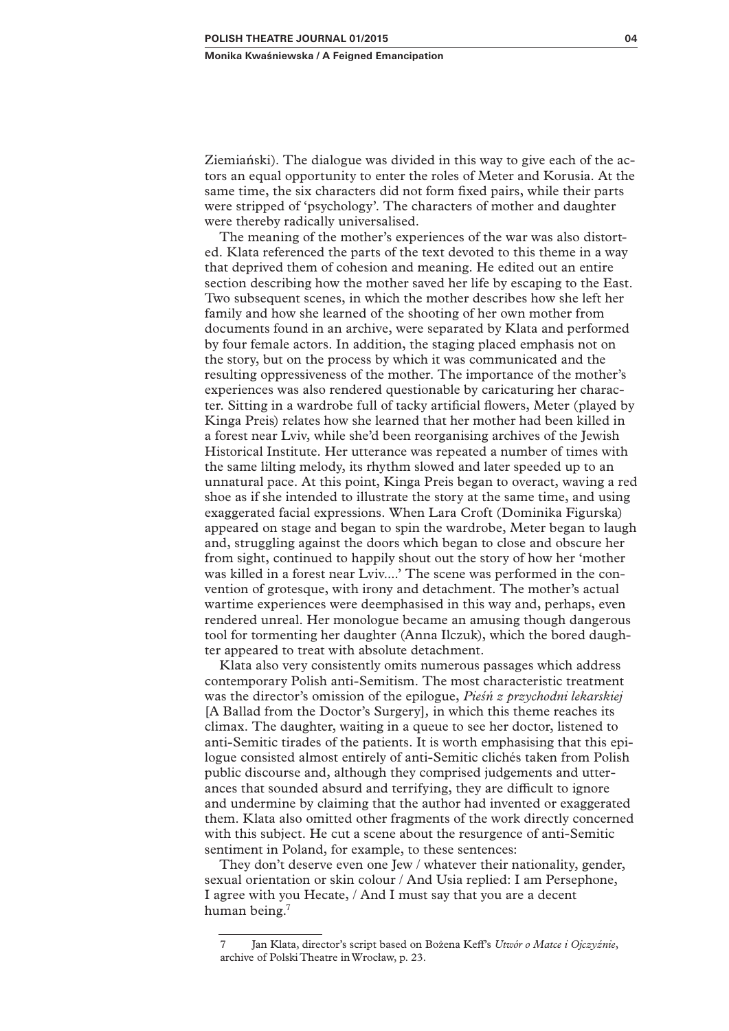Ziemiański). The dialogue was divided in this way to give each of the actors an equal opportunity to enter the roles of Meter and Korusia. At the same time, the six characters did not form fixed pairs, while their parts were stripped of 'psychology'. The characters of mother and daughter were thereby radically universalised.

The meaning of the mother's experiences of the war was also distorted. Klata referenced the parts of the text devoted to this theme in a way that deprived them of cohesion and meaning. He edited out an entire section describing how the mother saved her life by escaping to the East. Two subsequent scenes, in which the mother describes how she left her family and how she learned of the shooting of her own mother from documents found in an archive, were separated by Klata and performed by four female actors. In addition, the staging placed emphasis not on the story, but on the process by which it was communicated and the resulting oppressiveness of the mother. The importance of the mother's experiences was also rendered questionable by caricaturing her character. Sitting in a wardrobe full of tacky artificial flowers, Meter (played by Kinga Preis) relates how she learned that her mother had been killed in a forest near Lviv, while she'd been reorganising archives of the Jewish Historical Institute. Her utterance was repeated a number of times with the same lilting melody, its rhythm slowed and later speeded up to an unnatural pace. At this point, Kinga Preis began to overact, waving a red shoe as if she intended to illustrate the story at the same time, and using exaggerated facial expressions. When Lara Croft (Dominika Figurska) appeared on stage and began to spin the wardrobe, Meter began to laugh and, struggling against the doors which began to close and obscure her from sight, continued to happily shout out the story of how her 'mother was killed in a forest near Lviv....' The scene was performed in the convention of grotesque, with irony and detachment. The mother's actual wartime experiences were deemphasised in this way and, perhaps, even rendered unreal. Her monologue became an amusing though dangerous tool for tormenting her daughter (Anna Ilczuk), which the bored daughter appeared to treat with absolute detachment.

Klata also very consistently omits numerous passages which address contemporary Polish anti-Semitism. The most characteristic treatment was the director's omission of the epilogue, *Pieśń z przychodni lekarskiej* [A Ballad from the Doctor's Surgery], in which this theme reaches its climax. The daughter, waiting in a queue to see her doctor, listened to anti-Semitic tirades of the patients. It is worth emphasising that this epilogue consisted almost entirely of anti-Semitic clichés taken from Polish public discourse and, although they comprised judgements and utterances that sounded absurd and terrifying, they are difficult to ignore and undermine by claiming that the author had invented or exaggerated them. Klata also omitted other fragments of the work directly concerned with this subject. He cut a scene about the resurgence of anti-Semitic sentiment in Poland, for example, to these sentences:

They don't deserve even one Jew / whatever their nationality, gender, sexual orientation or skin colour / And Usia replied: I am Persephone, I agree with you Hecate, / And I must say that you are a decent human being.[7]

7 Jan Klata, director's script based on Bożena Keff's *Utwór o Matce i Ojczyźnie*, archive of Polski Theatre in Wrocław, p. 23.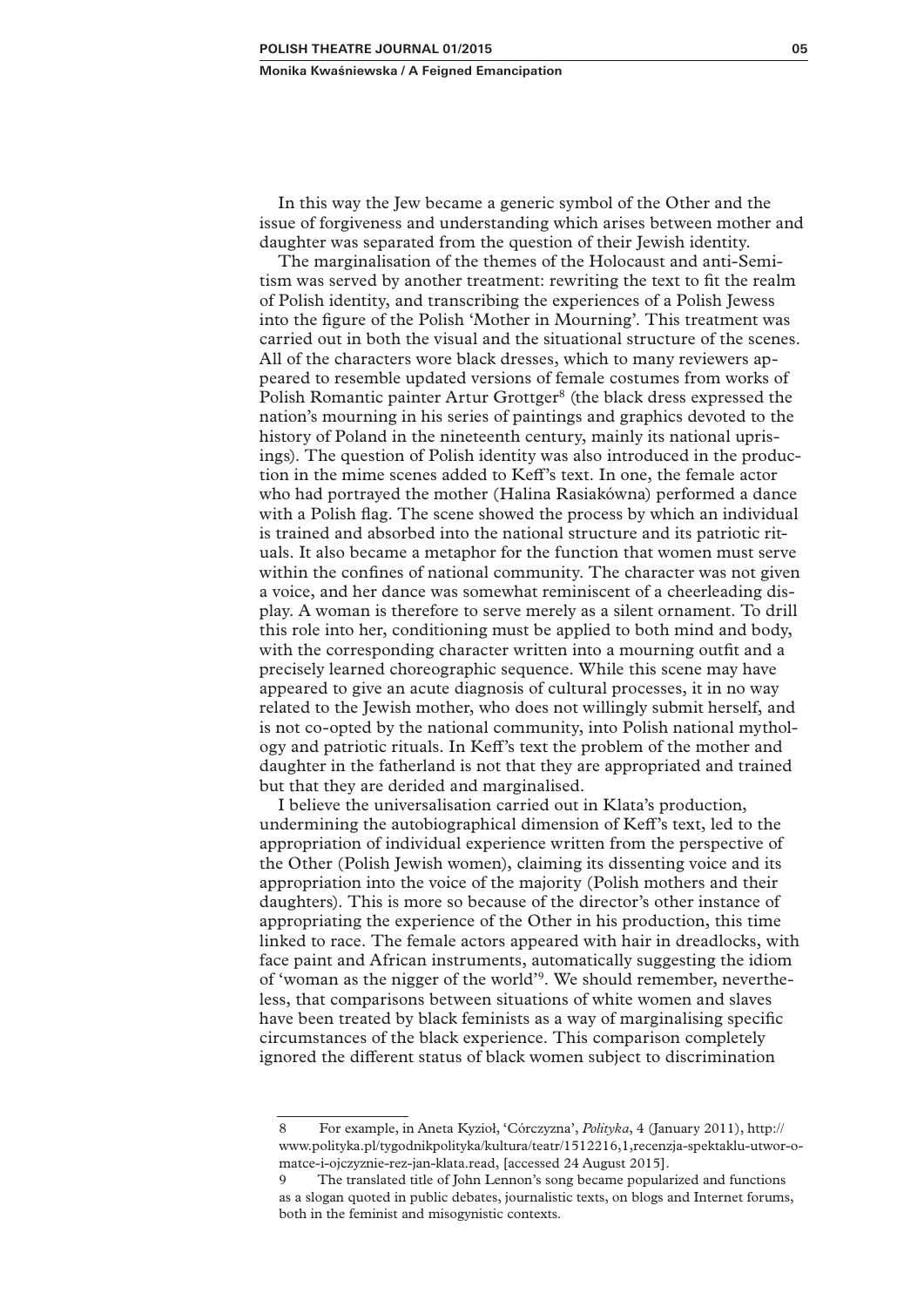In this way the Jew became a generic symbol of the Other and the issue of forgiveness and understanding which arises between mother and daughter was separated from the question of their Jewish identity.

The marginalisation of the themes of the Holocaust and anti-Semitism was served by another treatment: rewriting the text to fit the realm of Polish identity, and transcribing the experiences of a Polish Jewess into the figure of the Polish 'Mother in Mourning'. This treatment was carried out in both the visual and the situational structure of the scenes. All of the characters wore black dresses, which to many reviewers appeared to resemble updated versions of female costumes from works of Polish Romantic painter Artur Grottger[8] (the black dress expressed the nation's mourning in his series of paintings and graphics devoted to the history of Poland in the nineteenth century, mainly its national uprisings). The question of Polish identity was also introduced in the production in the mime scenes added to Keff's text. In one, the female actor who had portrayed the mother (Halina Rasiakówna) performed a dance with a Polish flag. The scene showed the process by which an individual is trained and absorbed into the national structure and its patriotic rituals. It also became a metaphor for the function that women must serve within the confines of national community. The character was not given a voice, and her dance was somewhat reminiscent of a cheerleading display. A woman is therefore to serve merely as a silent ornament. To drill this role into her, conditioning must be applied to both mind and body, with the corresponding character written into a mourning outfit and a precisely learned choreographic sequence. While this scene may have appeared to give an acute diagnosis of cultural processes, it in no way related to the Jewish mother, who does not willingly submit herself, and is not co-opted by the national community, into Polish national mythology and patriotic rituals. In Keff's text the problem of the mother and daughter in the fatherland is not that they are appropriated and trained but that they are derided and marginalised.

I believe the universalisation carried out in Klata's production, undermining the autobiographical dimension of Keff's text, led to the appropriation of individual experience written from the perspective of the Other (Polish Jewish women), claiming its dissenting voice and its appropriation into the voice of the majority (Polish mothers and their daughters). This is more so because of the director's other instance of appropriating the experience of the Other in his production, this time linked to race. The female actors appeared with hair in dreadlocks, with face paint and African instruments, automatically suggesting the idiom of 'woman as the nigger of the world'[9]. We should remember, nevertheless, that comparisons between situations of white women and slaves have been treated by black feminists as a way of marginalising specific circumstances of the black experience. This comparison completely ignored the different status of black women subject to discrimination

---

8 For example, in Aneta Kyzioł, 'Córczyzna', *Polityka*, 4 (January 2011), http://www.polityka.pl/tygodnikpolityka/kultura/teatr/1512216,1,recenzja-spektaklu-utwor-o-matce-i-ojczyznie-rez-jan-klata.read, [accessed 24 August 2015].

9 The translated title of John Lennon's song became popularized and functions as a slogan quoted in public debates, journalistic texts, on blogs and Internet forums, both in the feminist and misogynistic contexts.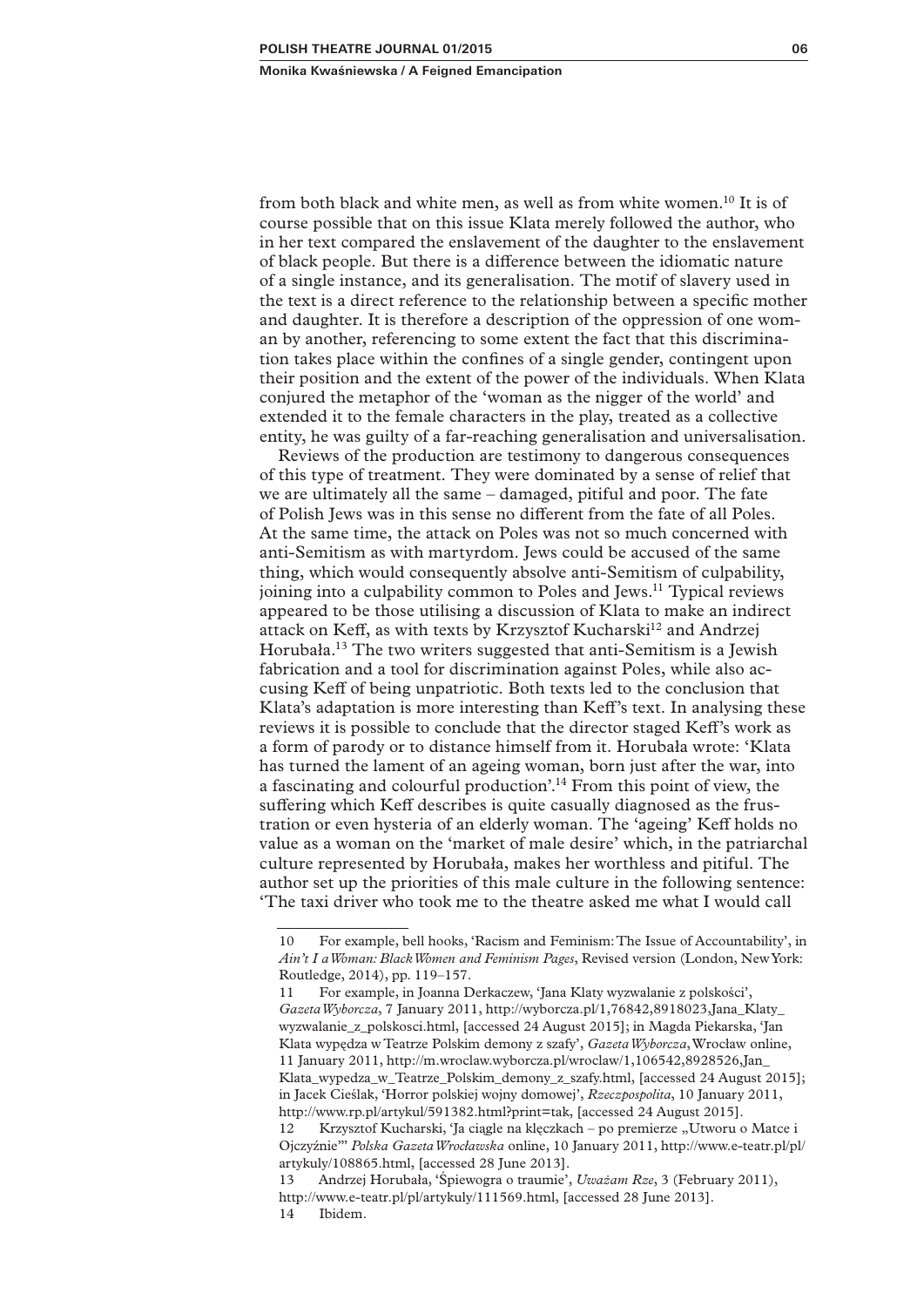from both black and white men, as well as from white women.[10] It is of course possible that on this issue Klata merely followed the author, who in her text compared the enslavement of the daughter to the enslavement of black people. But there is a difference between the idiomatic nature of a single instance, and its generalisation. The motif of slavery used in the text is a direct reference to the relationship between a specific mother and daughter. It is therefore a description of the oppression of one woman by another, referencing to some extent the fact that this discrimination takes place within the confines of a single gender, contingent upon their position and the extent of the power of the individuals. When Klata conjured the metaphor of the 'woman as the nigger of the world' and extended it to the female characters in the play, treated as a collective entity, he was guilty of a far-reaching generalisation and universalisation.

Reviews of the production are testimony to dangerous consequences of this type of treatment. They were dominated by a sense of relief that we are ultimately all the same – damaged, pitiful and poor. The fate of Polish Jews was in this sense no different from the fate of all Poles. At the same time, the attack on Poles was not so much concerned with anti-Semitism as with martyrdom. Jews could be accused of the same thing, which would consequently absolve anti-Semitism of culpability, joining into a culpability common to Poles and Jews.[11] Typical reviews appeared to be those utilising a discussion of Klata to make an indirect attack on Keff, as with texts by Krzysztof Kucharski[12] and Andrzej Horubała.[13] The two writers suggested that anti-Semitism is a Jewish fabrication and a tool for discrimination against Poles, while also accusing Keff of being unpatriotic. Both texts led to the conclusion that Klata's adaptation is more interesting than Keff's text. In analysing these reviews it is possible to conclude that the director staged Keff's work as a form of parody or to distance himself from it. Horubała wrote: 'Klata has turned the lament of an ageing woman, born just after the war, into a fascinating and colourful production'.[14] From this point of view, the suffering which Keff describes is quite casually diagnosed as the frustration or even hysteria of an elderly woman. The 'ageing' Keff holds no value as a woman on the 'market of male desire' which, in the patriarchal culture represented by Horubała, makes her worthless and pitiful. The author set up the priorities of this male culture in the following sentence: 'The taxi driver who took me to the theatre asked me what I would call

---

10 For example, bell hooks, 'Racism and Feminism: The Issue of Accountability', in *Ain't I a Woman: Black Women and Feminism Pages*, Revised version (London, New York: Routledge, 2014), pp. 119–157.

11 For example, in Joanna Derkaczew, 'Jana Klaty wyzwalanie z polskości', *Gazeta Wyborcza*, 7 January 2011, http://wyborcza.pl/1,76842,8918023,Jana_Klaty_wyzwalanie_z_polskosci.html, [accessed 24 August 2015]; in Magda Piekarska, 'Jan Klata wypędza w Teatrze Polskim demony z szafy', *Gazeta Wyborcza*, Wrocław online, 11 January 2011, http://m.wroclaw.wyborcza.pl/wroclaw/1,106542,8928526,Jan_Klata_wypedza_w_Teatrze_Polskim_demony_z_szafy.html, [accessed 24 August 2015]; in Jacek Cieślak, 'Horror polskiej wojny domowej', *Rzeczpospolita*, 10 January 2011, http://www.rp.pl/artykul/591382.html?print=tak, [accessed 24 August 2015].

12 Krzysztof Kucharski, 'Ja ciągle na klęczkach – po premierze „Utworu o Matce i Ojczyźnie"' *Polska Gazeta Wrocławska* online, 10 January 2011, http://www.e-teatr.pl/pl/artykuly/108865.html, [accessed 28 June 2013].

13 Andrzej Horubała, 'Śpiewogra o traumie', *Uważam Rze*, 3 (February 2011), http://www.e-teatr.pl/pl/artykuly/111569.html, [accessed 28 June 2013].

14 Ibidem.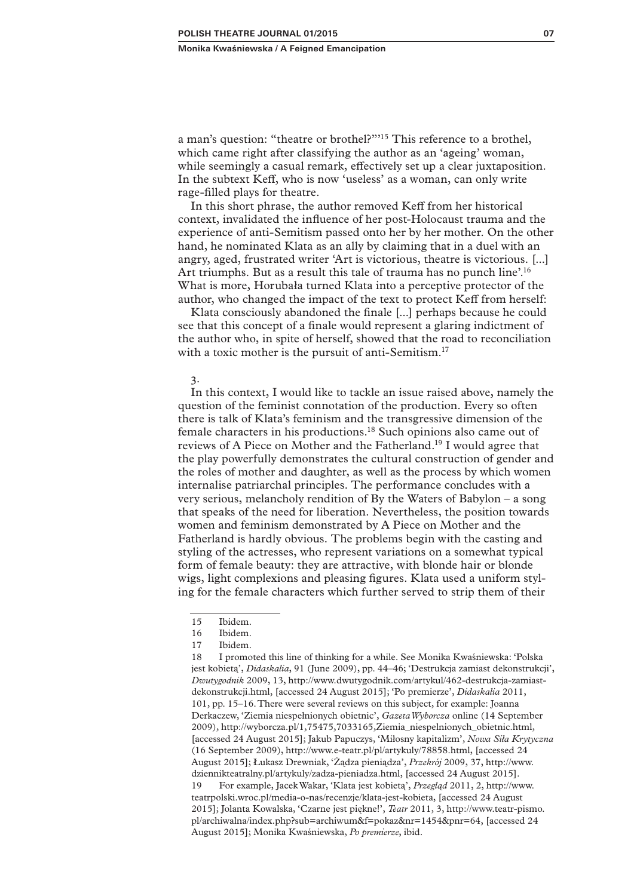a man's question: "theatre or brothel?"'[15] This reference to a brothel, which came right after classifying the author as an 'ageing' woman, while seemingly a casual remark, effectively set up a clear juxtaposition. In the subtext Keff, who is now 'useless' as a woman, can only write rage-filled plays for theatre.

In this short phrase, the author removed Keff from her historical context, invalidated the influence of her post-Holocaust trauma and the experience of anti-Semitism passed onto her by her mother. On the other hand, he nominated Klata as an ally by claiming that in a duel with an angry, aged, frustrated writer 'Art is victorious, theatre is victorious. [...] Art triumphs. But as a result this tale of trauma has no punch line'.[16] What is more, Horubała turned Klata into a perceptive protector of the author, who changed the impact of the text to protect Keff from herself:

> Klata consciously abandoned the finale [...] perhaps because he could see that this concept of a finale would represent a glaring indictment of the author who, in spite of herself, showed that the road to reconciliation with a toxic mother is the pursuit of anti-Semitism.[17]

3.

In this context, I would like to tackle an issue raised above, namely the question of the feminist connotation of the production. Every so often there is talk of Klata's feminism and the transgressive dimension of the female characters in his productions.[18] Such opinions also came out of reviews of A Piece on Mother and the Fatherland.[19] I would agree that the play powerfully demonstrates the cultural construction of gender and the roles of mother and daughter, as well as the process by which women internalise patriarchal principles. The performance concludes with a very serious, melancholy rendition of By the Waters of Babylon – a song that speaks of the need for liberation. Nevertheless, the position towards women and feminism demonstrated by A Piece on Mother and the Fatherland is hardly obvious. The problems begin with the casting and styling of the actresses, who represent variations on a somewhat typical form of female beauty: they are attractive, with blonde hair or blonde wigs, light complexions and pleasing figures. Klata used a uniform styling for the female characters which further served to strip them of their

---

15 Ibidem.

16 Ibidem.

17 Ibidem.

18 I promoted this line of thinking for a while. See Monika Kwaśniewska: 'Polska jest kobietą', *Didaskalia*, 91 (June 2009), pp. 44–46; 'Destrukcja zamiast dekonstrukcji', *Dwutygodnik* 2009, 13, http://www.dwutygodnik.com/artykul/462-destrukcja-zamiast-dekonstrukcji.html, [accessed 24 August 2015]; 'Po premierze', *Didaskalia* 2011, 101, pp. 15–16. There were several reviews on this subject, for example: Joanna Derkaczew, 'Ziemia niespełnionych obietnic', *Gazeta Wyborcza* online (14 September 2009), http://wyborcza.pl/1,75475,7033165,Ziemia_niespelnionych_obietnic.html, [accessed 24 August 2015]; Jakub Papuczys, 'Miłosny kapitalizm', *Nowa Siła Krytyczna* (16 September 2009), http://www.e-teatr.pl/pl/artykuly/78858.html, [accessed 24 August 2015]; Łukasz Drewniak, 'Żądza pieniądza', *Przekrój* 2009, 37, http://www.dzienniktearalny.pl/artykuly/zadza-pieniadza.html, [accessed 24 August 2015].

19 For example, Jacek Wakar, 'Klata jest kobietą', *Przegląd* 2011, 2, http://www.teatrpolski.wroc.pl/media-o-nas/recenzje/klata-jest-kobieta, [accessed 24 August 2015]; Jolanta Kowalska, 'Czarne jest piękne!', *Teatr* 2011, 3, http://www.teatr-pismo.pl/archiwalna/index.php?sub=archiwum&f=pokaz&nr=1454&pnr=64, [accessed 24 August 2015]; Monika Kwaśniewska, *Po premierze*, ibid.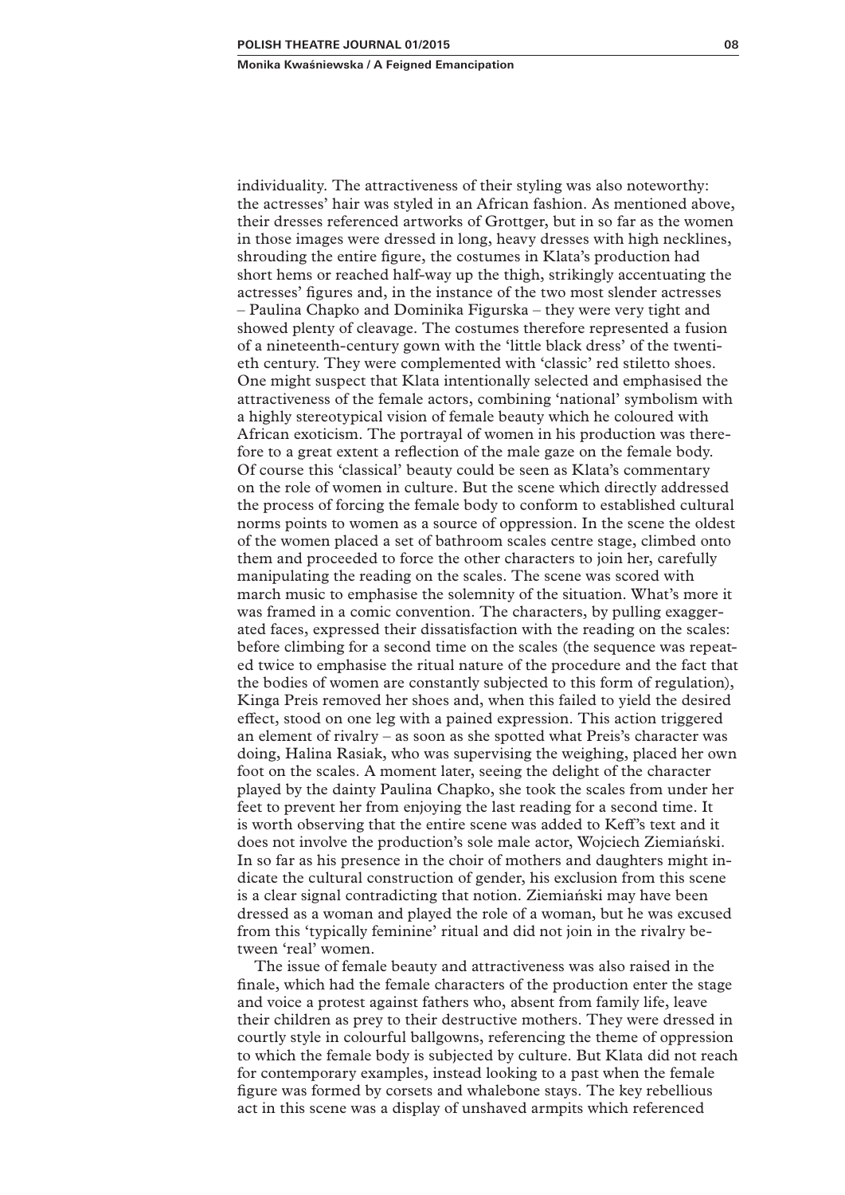individuality. The attractiveness of their styling was also noteworthy: the actresses' hair was styled in an African fashion. As mentioned above, their dresses referenced artworks of Grottger, but in so far as the women in those images were dressed in long, heavy dresses with high necklines, shrouding the entire figure, the costumes in Klata's production had short hems or reached half-way up the thigh, strikingly accentuating the actresses' figures and, in the instance of the two most slender actresses – Paulina Chapko and Dominika Figurska – they were very tight and showed plenty of cleavage. The costumes therefore represented a fusion of a nineteenth-century gown with the 'little black dress' of the twentieth century. They were complemented with 'classic' red stiletto shoes. One might suspect that Klata intentionally selected and emphasised the attractiveness of the female actors, combining 'national' symbolism with a highly stereotypical vision of female beauty which he coloured with African exoticism. The portrayal of women in his production was therefore to a great extent a reflection of the male gaze on the female body. Of course this 'classical' beauty could be seen as Klata's commentary on the role of women in culture. But the scene which directly addressed the process of forcing the female body to conform to established cultural norms points to women as a source of oppression. In the scene the oldest of the women placed a set of bathroom scales centre stage, climbed onto them and proceeded to force the other characters to join her, carefully manipulating the reading on the scales. The scene was scored with march music to emphasise the solemnity of the situation. What's more it was framed in a comic convention. The characters, by pulling exaggerated faces, expressed their dissatisfaction with the reading on the scales: before climbing for a second time on the scales (the sequence was repeated twice to emphasise the ritual nature of the procedure and the fact that the bodies of women are constantly subjected to this form of regulation), Kinga Preis removed her shoes and, when this failed to yield the desired effect, stood on one leg with a pained expression. This action triggered an element of rivalry – as soon as she spotted what Preis's character was doing, Halina Rasiak, who was supervising the weighing, placed her own foot on the scales. A moment later, seeing the delight of the character played by the dainty Paulina Chapko, she took the scales from under her feet to prevent her from enjoying the last reading for a second time. It is worth observing that the entire scene was added to Keff's text and it does not involve the production's sole male actor, Wojciech Ziemiański. In so far as his presence in the choir of mothers and daughters might indicate the cultural construction of gender, his exclusion from this scene is a clear signal contradicting that notion. Ziemiański may have been dressed as a woman and played the role of a woman, but he was excused from this 'typically feminine' ritual and did not join in the rivalry between 'real' women.

The issue of female beauty and attractiveness was also raised in the finale, which had the female characters of the production enter the stage and voice a protest against fathers who, absent from family life, leave their children as prey to their destructive mothers. They were dressed in courtly style in colourful ballgowns, referencing the theme of oppression to which the female body is subjected by culture. But Klata did not reach for contemporary examples, instead looking to a past when the female figure was formed by corsets and whalebone stays. The key rebellious act in this scene was a display of unshaved armpits which referenced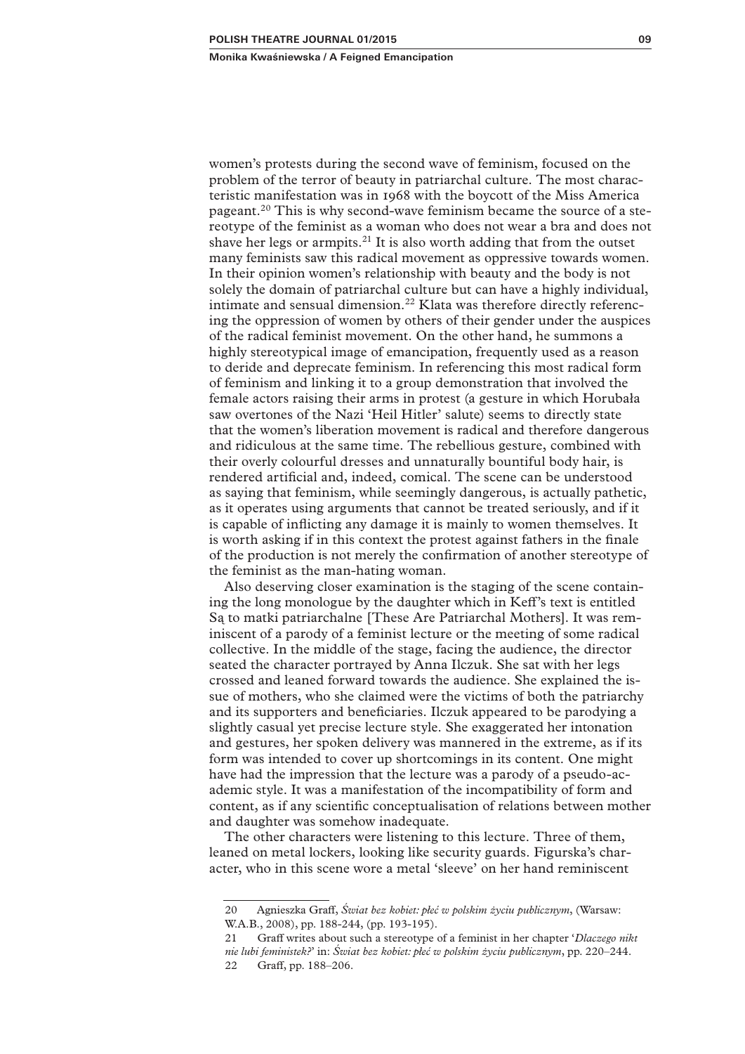women's protests during the second wave of feminism, focused on the problem of the terror of beauty in patriarchal culture. The most characteristic manifestation was in 1968 with the boycott of the Miss America pageant.[20] This is why second-wave feminism became the source of a stereotype of the feminist as a woman who does not wear a bra and does not shave her legs or armpits.[21] It is also worth adding that from the outset many feminists saw this radical movement as oppressive towards women. In their opinion women's relationship with beauty and the body is not solely the domain of patriarchal culture but can have a highly individual, intimate and sensual dimension.[22] Klata was therefore directly referencing the oppression of women by others of their gender under the auspices of the radical feminist movement. On the other hand, he summons a highly stereotypical image of emancipation, frequently used as a reason to deride and deprecate feminism. In referencing this most radical form of feminism and linking it to a group demonstration that involved the female actors raising their arms in protest (a gesture in which Horubała saw overtones of the Nazi 'Heil Hitler' salute) seems to directly state that the women's liberation movement is radical and therefore dangerous and ridiculous at the same time. The rebellious gesture, combined with their overly colourful dresses and unnaturally bountiful body hair, is rendered artificial and, indeed, comical. The scene can be understood as saying that feminism, while seemingly dangerous, is actually pathetic, as it operates using arguments that cannot be treated seriously, and if it is capable of inflicting any damage it is mainly to women themselves. It is worth asking if in this context the protest against fathers in the finale of the production is not merely the confirmation of another stereotype of the feminist as the man-hating woman.

Also deserving closer examination is the staging of the scene containing the long monologue by the daughter which in Keff's text is entitled Są to matki patriarchalne [These Are Patriarchal Mothers]. It was reminiscent of a parody of a feminist lecture or the meeting of some radical collective. In the middle of the stage, facing the audience, the director seated the character portrayed by Anna Ilczuk. She sat with her legs crossed and leaned forward towards the audience. She explained the issue of mothers, who she claimed were the victims of both the patriarchy and its supporters and beneficiaries. Ilczuk appeared to be parodying a slightly casual yet precise lecture style. She exaggerated her intonation and gestures, her spoken delivery was mannered in the extreme, as if its form was intended to cover up shortcomings in its content. One might have had the impression that the lecture was a parody of a pseudo-academic style. It was a manifestation of the incompatibility of form and content, as if any scientific conceptualisation of relations between mother and daughter was somehow inadequate.

The other characters were listening to this lecture. Three of them, leaned on metal lockers, looking like security guards. Figurska's character, who in this scene wore a metal 'sleeve' on her hand reminiscent

---

20 Agnieszka Graff, *Świat bez kobiet: płeć w polskim życiu publicznym*, (Warsaw: W.A.B., 2008), pp. 188-244, (pp. 193-195).

21 Graff writes about such a stereotype of a feminist in her chapter '*Dlaczego nikt nie lubi feministek?*' in: *Świat bez kobiet: płeć w polskim życiu publicznym*, pp. 220–244.

22 Graff, pp. 188–206.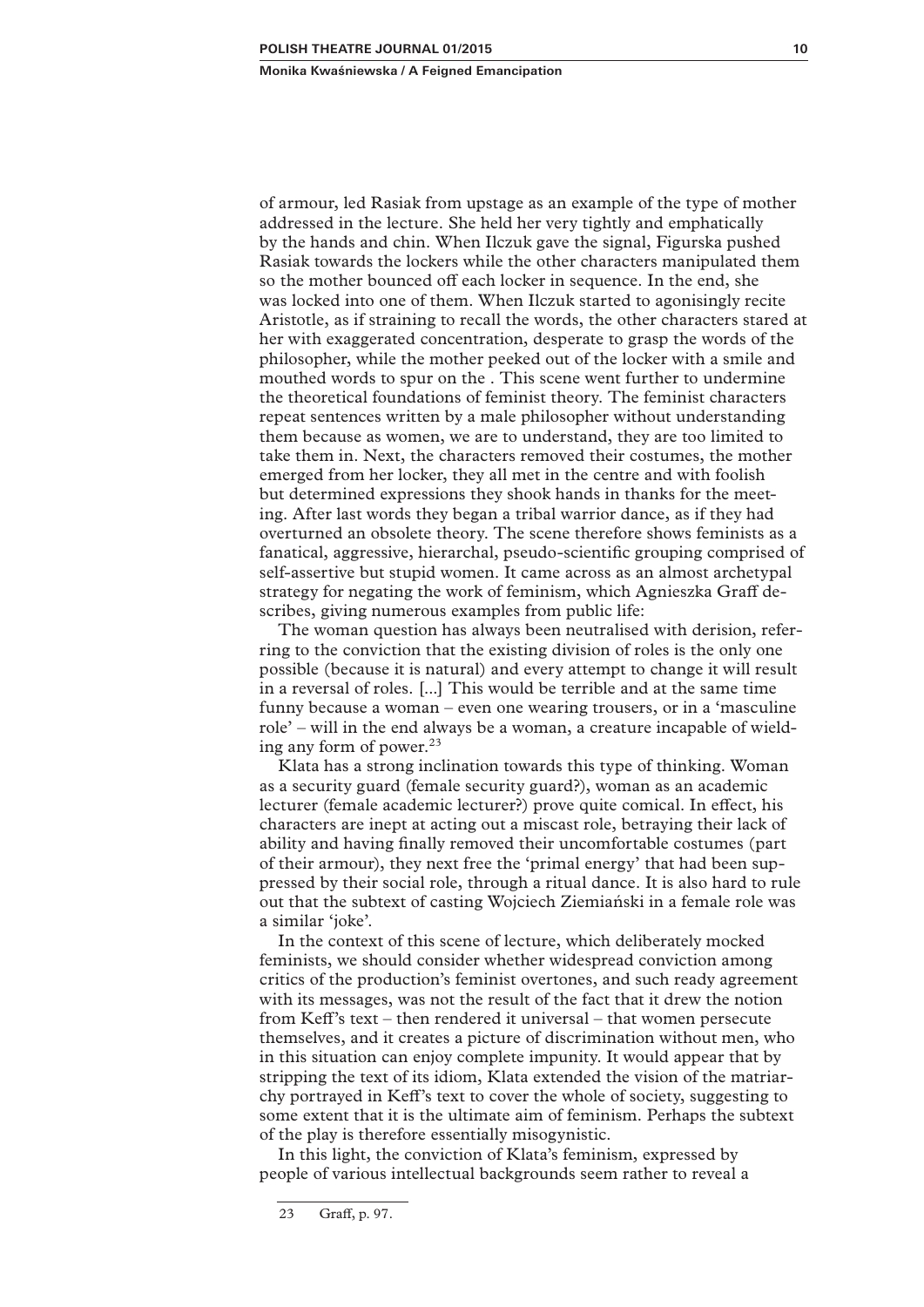of armour, led Rasiak from upstage as an example of the type of mother addressed in the lecture. She held her very tightly and emphatically by the hands and chin. When Ilczuk gave the signal, Figurska pushed Rasiak towards the lockers while the other characters manipulated them so the mother bounced off each locker in sequence. In the end, she was locked into one of them. When Ilczuk started to agonisingly recite Aristotle, as if straining to recall the words, the other characters stared at her with exaggerated concentration, desperate to grasp the words of the philosopher, while the mother peeked out of the locker with a smile and mouthed words to spur on the . This scene went further to undermine the theoretical foundations of feminist theory. The feminist characters repeat sentences written by a male philosopher without understanding them because as women, we are to understand, they are too limited to take them in. Next, the characters removed their costumes, the mother emerged from her locker, they all met in the centre and with foolish but determined expressions they shook hands in thanks for the meeting. After last words they began a tribal warrior dance, as if they had overturned an obsolete theory. The scene therefore shows feminists as a fanatical, aggressive, hierarchal, pseudo-scientific grouping comprised of self-assertive but stupid women. It came across as an almost archetypal strategy for negating the work of feminism, which Agnieszka Graff describes, giving numerous examples from public life:

The woman question has always been neutralised with derision, referring to the conviction that the existing division of roles is the only one possible (because it is natural) and every attempt to change it will result in a reversal of roles. [...] This would be terrible and at the same time funny because a woman – even one wearing trousers, or in a 'masculine role' – will in the end always be a woman, a creature incapable of wielding any form of power.[23]

Klata has a strong inclination towards this type of thinking. Woman as a security guard (female security guard?), woman as an academic lecturer (female academic lecturer?) prove quite comical. In effect, his characters are inept at acting out a miscast role, betraying their lack of ability and having finally removed their uncomfortable costumes (part of their armour), they next free the 'primal energy' that had been suppressed by their social role, through a ritual dance. It is also hard to rule out that the subtext of casting Wojciech Ziemiański in a female role was a similar 'joke'.

In the context of this scene of lecture, which deliberately mocked feminists, we should consider whether widespread conviction among critics of the production's feminist overtones, and such ready agreement with its messages, was not the result of the fact that it drew the notion from Keff's text – then rendered it universal – that women persecute themselves, and it creates a picture of discrimination without men, who in this situation can enjoy complete impunity. It would appear that by stripping the text of its idiom, Klata extended the vision of the matriarchy portrayed in Keff's text to cover the whole of society, suggesting to some extent that it is the ultimate aim of feminism. Perhaps the subtext of the play is therefore essentially misogynistic.

In this light, the conviction of Klata's feminism, expressed by people of various intellectual backgrounds seem rather to reveal a

---

23 Graff, p. 97.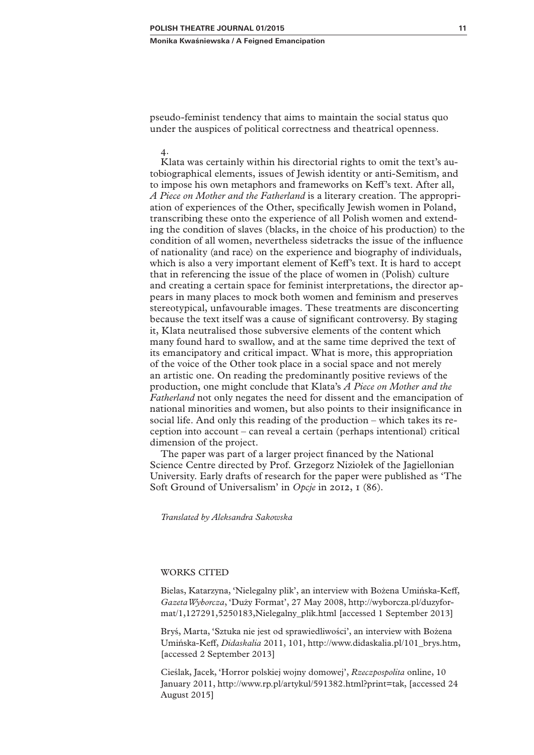pseudo-feminist tendency that aims to maintain the social status quo under the auspices of political correctness and theatrical openness.

4.

Klata was certainly within his directorial rights to omit the text's autobiographical elements, issues of Jewish identity or anti-Semitism, and to impose his own metaphors and frameworks on Keff's text. After all, *A Piece on Mother and the Fatherland* is a literary creation. The appropriation of experiences of the Other, specifically Jewish women in Poland, transcribing these onto the experience of all Polish women and extending the condition of slaves (blacks, in the choice of his production) to the condition of all women, nevertheless sidetracks the issue of the influence of nationality (and race) on the experience and biography of individuals, which is also a very important element of Keff's text. It is hard to accept that in referencing the issue of the place of women in (Polish) culture and creating a certain space for feminist interpretations, the director appears in many places to mock both women and feminism and preserves stereotypical, unfavourable images. These treatments are disconcerting because the text itself was a cause of significant controversy. By staging it, Klata neutralised those subversive elements of the content which many found hard to swallow, and at the same time deprived the text of its emancipatory and critical impact. What is more, this appropriation of the voice of the Other took place in a social space and not merely an artistic one. On reading the predominantly positive reviews of the production, one might conclude that Klata's *A Piece on Mother and the Fatherland* not only negates the need for dissent and the emancipation of national minorities and women, but also points to their insignificance in social life. And only this reading of the production – which takes its reception into account – can reveal a certain (perhaps intentional) critical dimension of the project.

The paper was part of a larger project financed by the National Science Centre directed by Prof. Grzegorz Niziołek of the Jagiellonian University. Early drafts of research for the paper were published as 'The Soft Ground of Universalism' in *Opcje* in 2012, 1 (86).

*Translated by Aleksandra Sakowska*

## WORKS CITED

Bielas, Katarzyna, 'Nielegalny plik', an interview with Bożena Umińska-Keff, *Gazeta Wyborcza*, 'Duży Format', 27 May 2008, http://wyborcza.pl/duzyformat/1,127291,5250183,Nielegalny_plik.html [accessed 1 September 2013]

Bryś, Marta, 'Sztuka nie jest od sprawiedliwości', an interview with Bożena Umińska-Keff, *Didaskalia* 2011, 101, http://www.didaskalia.pl/101_brys.htm, [accessed 2 September 2013]

Cieślak, Jacek, 'Horror polskiej wojny domowej', *Rzeczpospolita* online, 10 January 2011, http://www.rp.pl/artykul/591382.html?print=tak, [accessed 24 August 2015]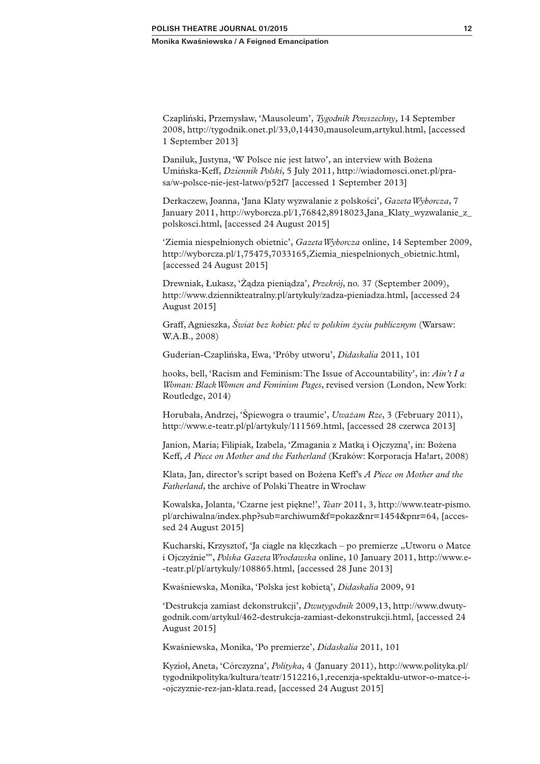Czapliński, Przemysław, 'Mausoleum', *Tygodnik Powszechny*, 14 September 2008, http://tygodnik.onet.pl/33,0,14430,mausoleum,artykul.html, [accessed 1 September 2013]

Daniluk, Justyna, 'W Polsce nie jest łatwo', an interview with Bożena Umińska-Keff, *Dziennik Polski*, 5 July 2011, http://wiadomosci.onet.pl/prasa/w-polsce-nie-jest-latwo/p52f7 [accessed 1 September 2013]

Derkaczew, Joanna, 'Jana Klaty wyzwalanie z polskości', *Gazeta Wyborcza*, 7 January 2011, http://wyborcza.pl/1,76842,8918023,Jana_Klaty_wyzwalanie_z_polskosci.html, [accessed 24 August 2015]

'Ziemia niespełnionych obietnic', *Gazeta Wyborcza* online, 14 September 2009, http://wyborcza.pl/1,75475,7033165,Ziemia_niespelnionych_obietnic.html, [accessed 24 August 2015]

Drewniak, Łukasz, 'Żądza pieniądza', *Przekrój*, no. 37 (September 2009), http://www.dziennikteatralny.pl/artykuly/zadza-pieniadza.html, [accessed 24 August 2015]

Graff, Agnieszka, *Świat bez kobiet: płeć w polskim życiu publicznym* (Warsaw: W.A.B., 2008)

Guderian-Czaplińska, Ewa, 'Próby utworu', *Didaskalia* 2011, 101

hooks, bell, 'Racism and Feminism: The Issue of Accountability', in: *Ain't I a Woman: Black Women and Feminism Pages*, revised version (London, New York: Routledge, 2014)

Horubała, Andrzej, 'Śpiewogra o traumie', *Uważam Rze*, 3 (February 2011), http://www.e-teatr.pl/pl/artykuly/111569.html, [accessed 28 czerwca 2013]

Janion, Maria; Filipiak, Izabela, 'Zmagania z Matką i Ojczyzną', in: Bożena Keff, *A Piece on Mother and the Fatherland* (Kraków: Korporacja Ha!art, 2008)

Klata, Jan, director's script based on Bożena Keff's *A Piece on Mother and the Fatherland*, the archive of Polski Theatre in Wrocław

Kowalska, Jolanta, 'Czarne jest piękne!', *Teatr* 2011, 3, http://www.teatr-pismo.pl/archiwalna/index.php?sub=archiwum&f=pokaz&nr=1454&pnr=64, [accessed 24 August 2015]

Kucharski, Krzysztof, 'Ja ciągle na klęczkach – po premierze „Utworu o Matce i Ojczyźnie"', *Polska Gazeta Wrocławska* online, 10 January 2011, http://www.e-teatr.pl/pl/artykuly/108865.html, [accessed 28 June 2013]

Kwaśniewska, Monika, 'Polska jest kobietą', *Didaskalia* 2009, 91

'Destrukcja zamiast dekonstrukcji', *Dwutygodnik* 2009,13, http://www.dwutygodnik.com/artykul/462-destrukcja-zamiast-dekonstrukcji.html, [accessed 24 August 2015]

Kwaśniewska, Monika, 'Po premierze', *Didaskalia* 2011, 101

Kyzioł, Aneta, 'Córczyzna', *Polityka*, 4 (January 2011), http://www.polityka.pl/tygodnikpolityka/kultura/teatr/1512216,1,recenzja-spektaklu-utwor-o-matce-i-ojczyznie-rez-jan-klata.read, [accessed 24 August 2015]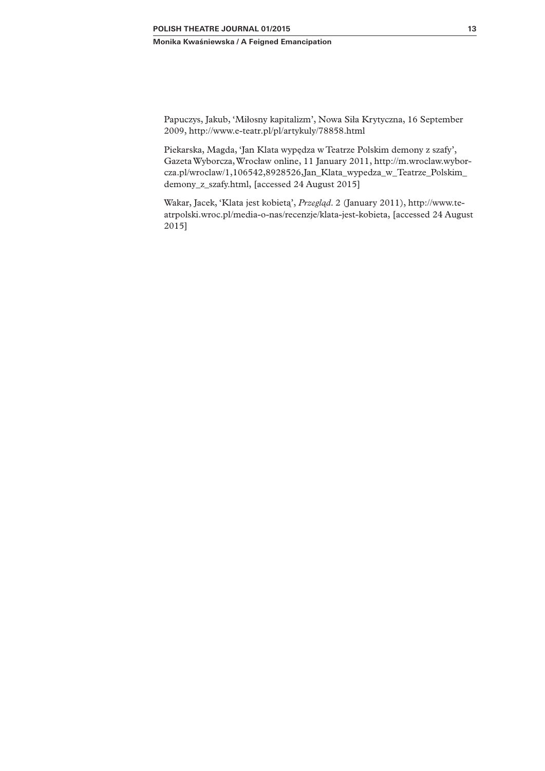Papuczys, Jakub, 'Miłosny kapitalizm', Nowa Siła Krytyczna, 16 September 2009, http://www.e-teatr.pl/pl/artykuly/78858.html

Piekarska, Magda, 'Jan Klata wypędza w Teatrze Polskim demony z szafy', Gazeta Wyborcza, Wrocław online, 11 January 2011, http://m.wroclaw.wyborcza.pl/wroclaw/1,106542,8928526,Jan_Klata_wypedza_w_Teatrze_Polskim_demony_z_szafy.html, [accessed 24 August 2015]

Wakar, Jacek, 'Klata jest kobietą', *Przegląd*. 2 (January 2011), http://www.teatrpolski.wroc.pl/media-o-nas/recenzje/klata-jest-kobieta, [accessed 24 August 2015]